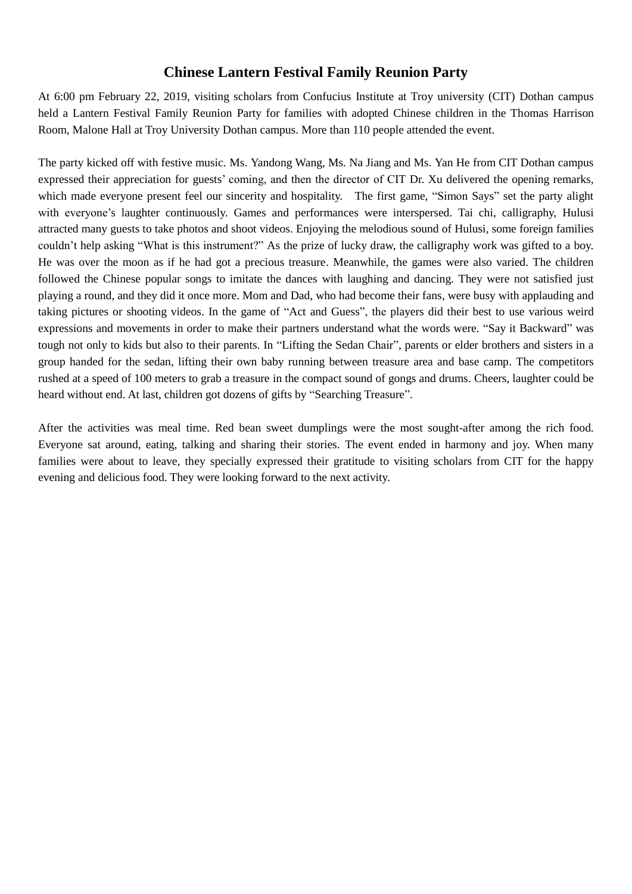# Chinese Lantern Festival Family Reunion Party

At 6:00 pm February 22, 2019, visiting scholars from Confucius Institute at Troy university (CIT) Dothan campus held a Lantern Festival Family Reunion Party for families with adopted Chinese children in the Thomas Harrison Room, Malone Hall at Troy University Dothan campus. More than 110 people attended the event.

The party kicked off with festive music. Ms. Yandong Wang, Ms. Na Jiang and Ms. Yan He from CIT Dothan campus expressed their appreciation for guests' coming, and then the director of CIT Dr. Xu delivered the opening remarks, which made everyone present feel our sincerity and hospitality. The first game, "Simon Says" set the party alight with everyone's laughter continuously. Games and performances were interspersed. Tai chi, calligraphy, Hulusi attracted many guests to take photos and shoot videos. Enjoying the melodious sound of Hulusi, some foreign families couldn't help asking "What is this instrument?" As the prize of lucky draw, the calligraphy work was gifted to a boy. He was over the moon as if he had got a precious treasure. Meanwhile, the games were also varied. The children followed the Chinese popular songs to imitate the dances with laughing and dancing. They were not satisfied just playing a round, and they did it once more. Mom and Dad, who had become their fans, were busy with applauding and taking pictures or shooting videos. In the game of "Act and Guess", the players did their best to use various weird expressions and movements in order to make their partners understand what the words were. "Say it Backward" was tough not only to kids but also to their parents. In "Lifting the Sedan Chair", parents or elder brothers and sisters in a group handed for the sedan, lifting their own baby running between treasure area and base camp. The competitors rushed at a speed of 100 meters to grab a treasure in the compact sound of gongs and drums. Cheers, laughter could be heard without end. At last, children got dozens of gifts by "Searching Treasure".

After the activities was meal time. Red bean sweet dumplings were the most sought-after among the rich food. Everyone sat around, eating, talking and sharing their stories. The event ended in harmony and joy. When many families were about to leave, they specially expressed their gratitude to visiting scholars from CIT for the happy evening and delicious food. They were looking forward to the next activity.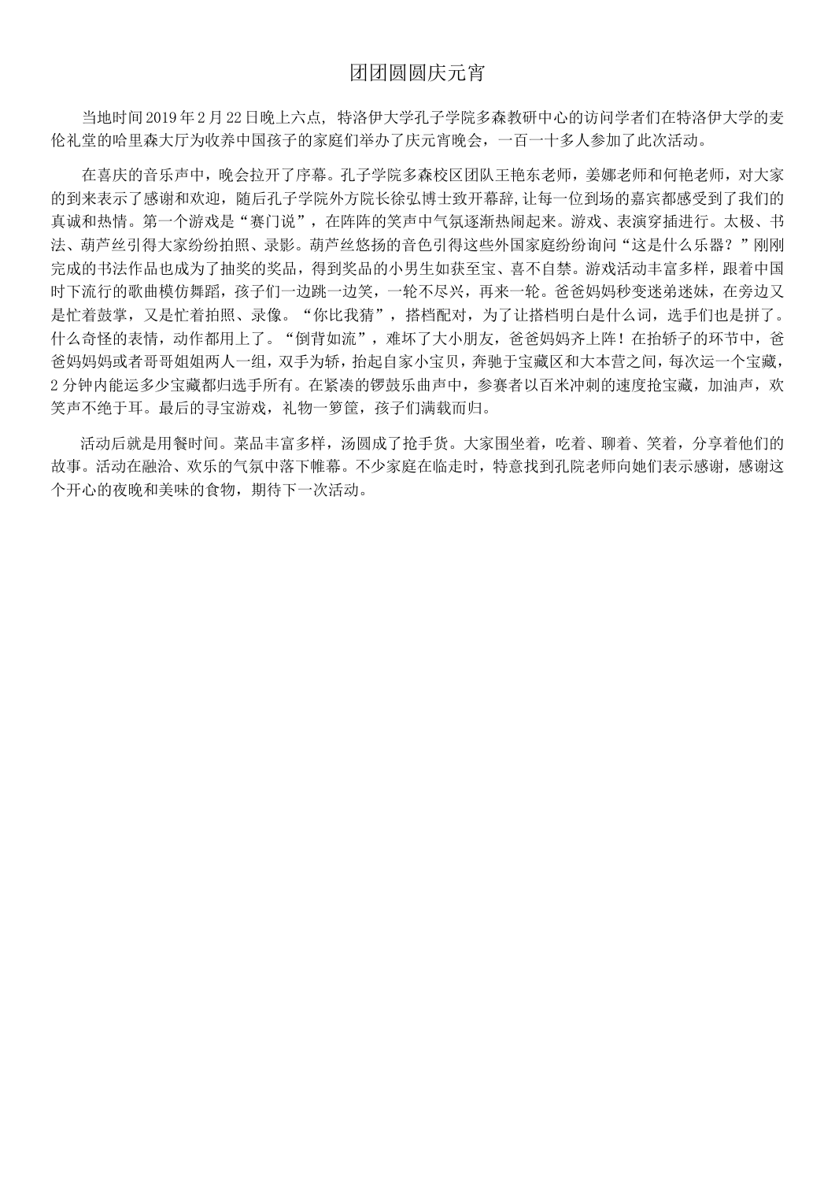# 团团圆圆庆元宵

当地时间2019年2月22日晚上六点，特洛伊大学孔子学院多森教研中心的访问学者们在特洛伊大学的麦伦礼堂的哈里森大厅为收养中国孩子的家庭们举办了庆元宵晚会，一百一十多人参加了此次活动。

在喜庆的音乐声中，晚会拉开了序幕。孔子学院多森校区团队王艳东老师，姜娜老师和何艳老师，对大家的到来表示了感谢和欢迎，随后孔子学院外方院长徐弘博士致开幕辞,让每一位到场的嘉宾都感受到了我们的真诚和热情。第一个游戏是"赛门说"，在阵阵的笑声中气氛逐渐热闹起来。游戏、表演穿插进行。太极、书法、葫芦丝引得大家纷纷拍照、录影。葫芦丝悠扬的音色引得这些外国家庭纷纷询问"这是什么乐器？"刚刚完成的书法作品也成为了抽奖的奖品，得到奖品的小男生如获至宝、喜不自禁。游戏活动丰富多样，跟着中国时下流行的歌曲模仿舞蹈，孩子们一边跳一边笑，一轮不尽兴，再来一轮。爸爸妈妈秒变迷弟迷妹，在旁边又是忙着鼓掌，又是忙着拍照、录像。"你比我猜"，搭档配对，为了让搭档明白是什么词，选手们也是拼了。什么奇怪的表情，动作都用上了。"倒背如流"，难坏了大小朋友，爸爸妈妈齐上阵！在抬轿子的环节中，爸爸妈妈或者哥哥姐姐两人一组，双手为轿，抬起自家小宝贝，奔驰于宝藏区和大本营之间，每次运一个宝藏，2分钟内能运多少宝藏都归选手所有。在紧凑的锣鼓乐曲声中，参赛者以百米冲刺的速度抢宝藏，加油声，欢笑声不绝于耳。最后的寻宝游戏，礼物一箩筐，孩子们满载而归。

活动后就是用餐时间。菜品丰富多样，汤圆成了抢手货。大家围坐着，吃着、聊着、笑着，分享着他们的故事。活动在融洽、欢乐的气氛中落下帷幕。不少家庭在临走时，特意找到孔院老师向她们表示感谢，感谢这个开心的夜晚和美味的食物，期待下一次活动。